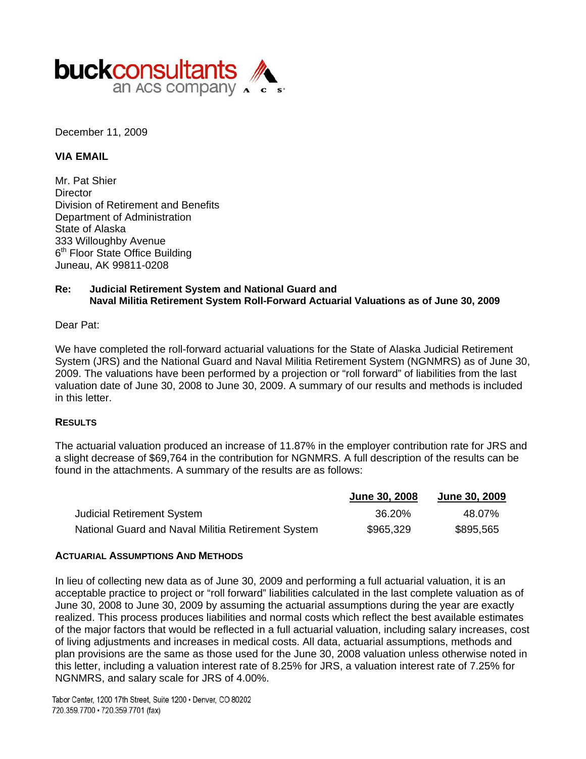**buckconsultants**
an ACS company

December 11, 2009

**VIA EMAIL**

Mr. Pat Shier
Director
Division of Retirement and Benefits
Department of Administration
State of Alaska
333 Willoughby Avenue
6th Floor State Office Building
Juneau, AK 99811-0208

**Re: Judicial Retirement System and National Guard and Naval Militia Retirement System Roll-Forward Actuarial Valuations as of June 30, 2009**

Dear Pat:

We have completed the roll-forward actuarial valuations for the State of Alaska Judicial Retirement System (JRS) and the National Guard and Naval Militia Retirement System (NGNMRS) as of June 30, 2009. The valuations have been performed by a projection or "roll forward" of liabilities from the last valuation date of June 30, 2008 to June 30, 2009. A summary of our results and methods is included in this letter.

## RESULTS

The actuarial valuation produced an increase of 11.87% in the employer contribution rate for JRS and a slight decrease of $69,764 in the contribution for NGNMRS. A full description of the results can be found in the attachments. A summary of the results are as follows:

| | June 30, 2008 | June 30, 2009 |
|---|---|---|
| Judicial Retirement System | 36.20% | 48.07% |
| National Guard and Naval Militia Retirement System | $965,329 | $895,565 |

## ACTUARIAL ASSUMPTIONS AND METHODS

In lieu of collecting new data as of June 30, 2009 and performing a full actuarial valuation, it is an acceptable practice to project or "roll forward" liabilities calculated in the last complete valuation as of June 30, 2008 to June 30, 2009 by assuming the actuarial assumptions during the year are exactly realized. This process produces liabilities and normal costs which reflect the best available estimates of the major factors that would be reflected in a full actuarial valuation, including salary increases, cost of living adjustments and increases in medical costs. All data, actuarial assumptions, methods and plan provisions are the same as those used for the June 30, 2008 valuation unless otherwise noted in this letter, including a valuation interest rate of 8.25% for JRS, a valuation interest rate of 7.25% for NGNMRS, and salary scale for JRS of 4.00%.

Tabor Center, 1200 17th Street, Suite 1200 • Denver, CO 80202
720.359.7700 • 720.359.7701 (fax)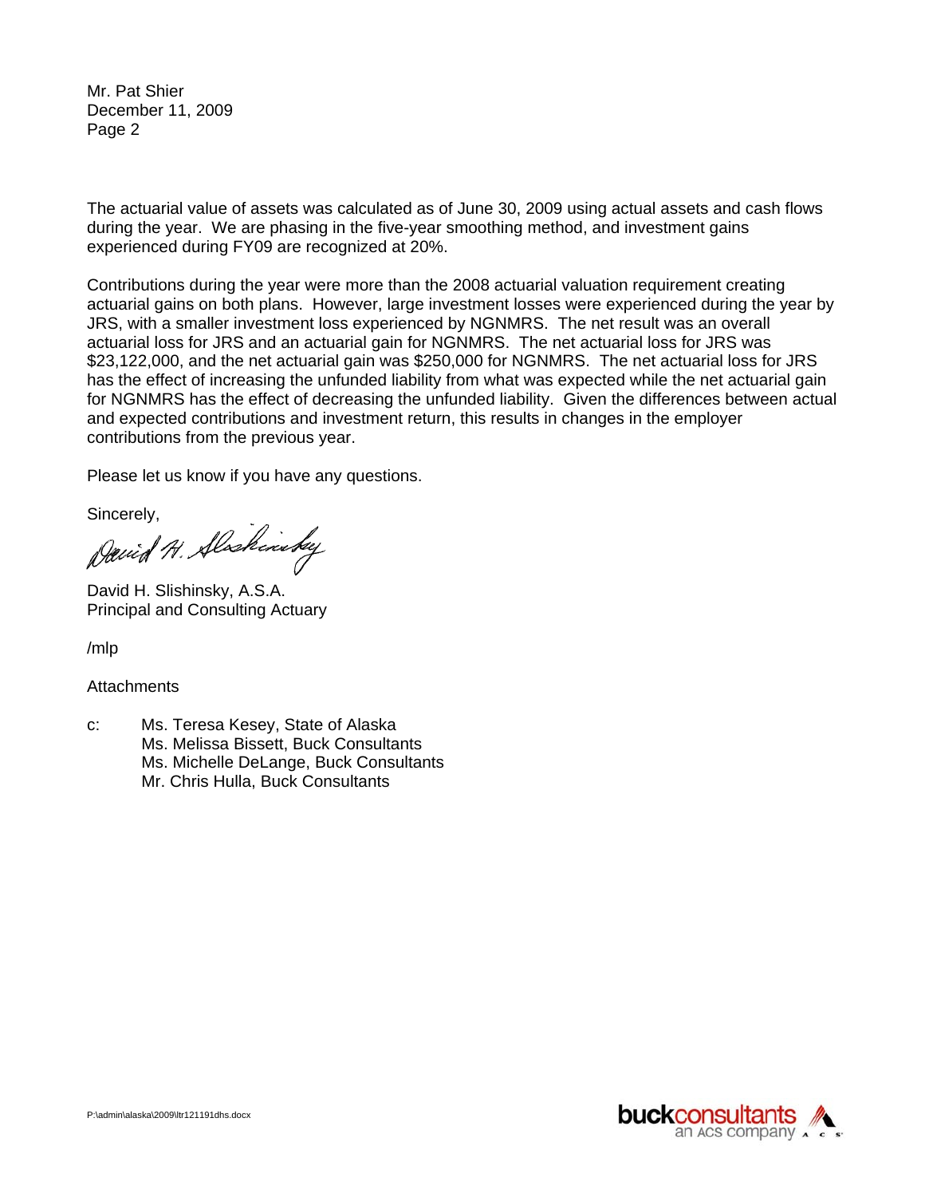Mr. Pat Shier
December 11, 2009
Page 2

The actuarial value of assets was calculated as of June 30, 2009 using actual assets and cash flows during the year. We are phasing in the five-year smoothing method, and investment gains experienced during FY09 are recognized at 20%.

Contributions during the year were more than the 2008 actuarial valuation requirement creating actuarial gains on both plans. However, large investment losses were experienced during the year by JRS, with a smaller investment loss experienced by NGNMRS. The net result was an overall actuarial loss for JRS and an actuarial gain for NGNMRS. The net actuarial loss for JRS was $23,122,000, and the net actuarial gain was $250,000 for NGNMRS. The net actuarial loss for JRS has the effect of increasing the unfunded liability from what was expected while the net actuarial gain for NGNMRS has the effect of decreasing the unfunded liability. Given the differences between actual and expected contributions and investment return, this results in changes in the employer contributions from the previous year.

Please let us know if you have any questions.

Sincerely,

David H. Slishinsky, A.S.A.
Principal and Consulting Actuary

/mlp

Attachments

c: Ms. Teresa Kesey, State of Alaska
Ms. Melissa Bissett, Buck Consultants
Ms. Michelle DeLange, Buck Consultants
Mr. Chris Hulla, Buck Consultants

P:\admin\alaska\2009\ltr121191dhs.docx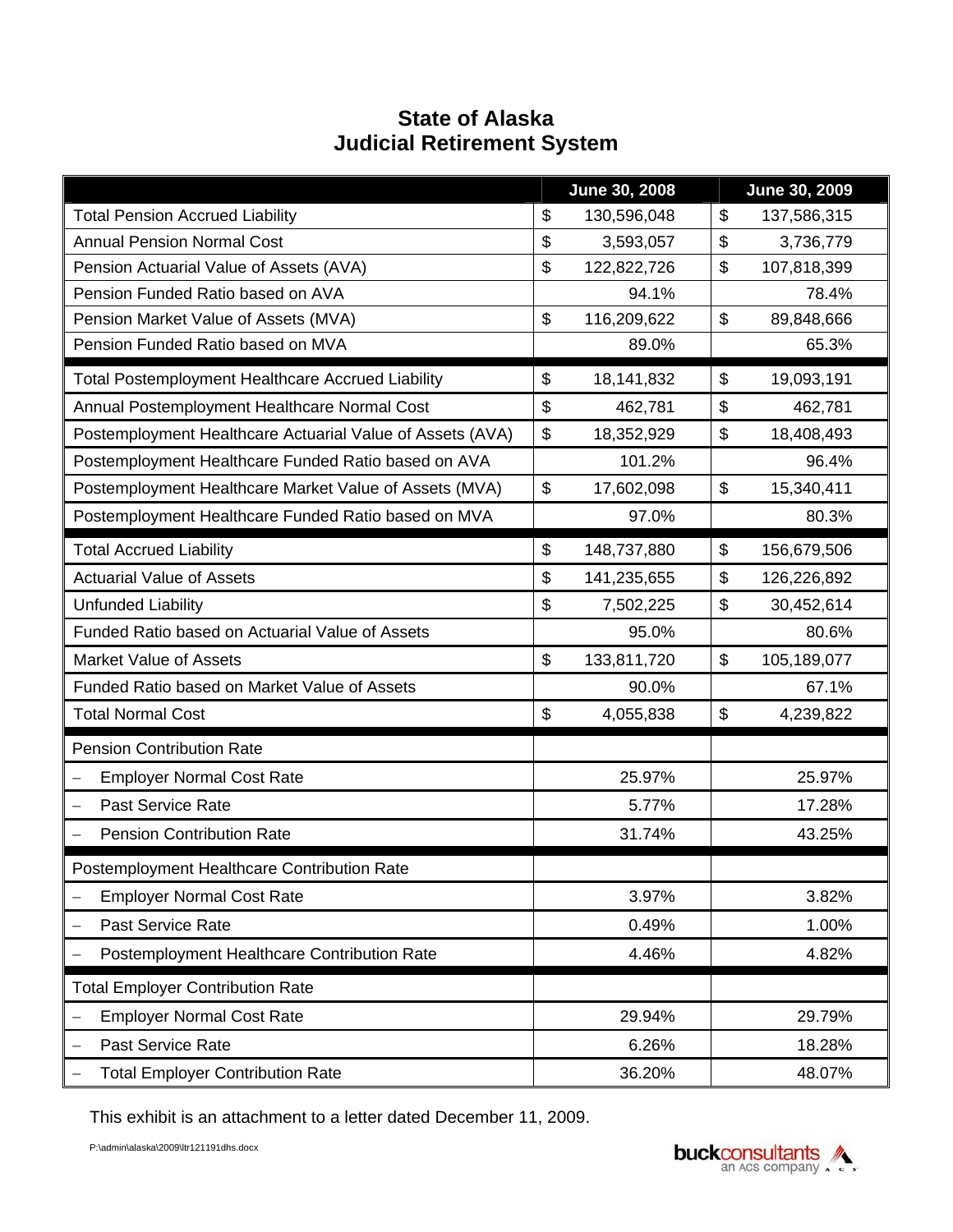# State of Alaska
# Judicial Retirement System

| | June 30, 2008 | June 30, 2009 |
|---|---|---|
| Total Pension Accrued Liability | $ 130,596,048 | $ 137,586,315 |
| Annual Pension Normal Cost | $ 3,593,057 | $ 3,736,779 |
| Pension Actuarial Value of Assets (AVA) | $ 122,822,726 | $ 107,818,399 |
| Pension Funded Ratio based on AVA | 94.1% | 78.4% |
| Pension Market Value of Assets (MVA) | $ 116,209,622 | $ 89,848,666 |
| Pension Funded Ratio based on MVA | 89.0% | 65.3% |
| Total Postemployment Healthcare Accrued Liability | $ 18,141,832 | $ 19,093,191 |
| Annual Postemployment Healthcare Normal Cost | $ 462,781 | $ 462,781 |
| Postemployment Healthcare Actuarial Value of Assets (AVA) | $ 18,352,929 | $ 18,408,493 |
| Postemployment Healthcare Funded Ratio based on AVA | 101.2% | 96.4% |
| Postemployment Healthcare Market Value of Assets (MVA) | $ 17,602,098 | $ 15,340,411 |
| Postemployment Healthcare Funded Ratio based on MVA | 97.0% | 80.3% |
| Total Accrued Liability | $ 148,737,880 | $ 156,679,506 |
| Actuarial Value of Assets | $ 141,235,655 | $ 126,226,892 |
| Unfunded Liability | $ 7,502,225 | $ 30,452,614 |
| Funded Ratio based on Actuarial Value of Assets | 95.0% | 80.6% |
| Market Value of Assets | $ 133,811,720 | $ 105,189,077 |
| Funded Ratio based on Market Value of Assets | 90.0% | 67.1% |
| Total Normal Cost | $ 4,055,838 | $ 4,239,822 |
| Pension Contribution Rate | | |
| – Employer Normal Cost Rate | 25.97% | 25.97% |
| – Past Service Rate | 5.77% | 17.28% |
| – Pension Contribution Rate | 31.74% | 43.25% |
| Postemployment Healthcare Contribution Rate | | |
| – Employer Normal Cost Rate | 3.97% | 3.82% |
| – Past Service Rate | 0.49% | 1.00% |
| – Postemployment Healthcare Contribution Rate | 4.46% | 4.82% |
| Total Employer Contribution Rate | | |
| – Employer Normal Cost Rate | 29.94% | 29.79% |
| – Past Service Rate | 6.26% | 18.28% |
| – Total Employer Contribution Rate | 36.20% | 48.07% |

This exhibit is an attachment to a letter dated December 11, 2009.

P:\admin\alaska\2009\ltr121191dhs.docx

buckconsultants an ACS company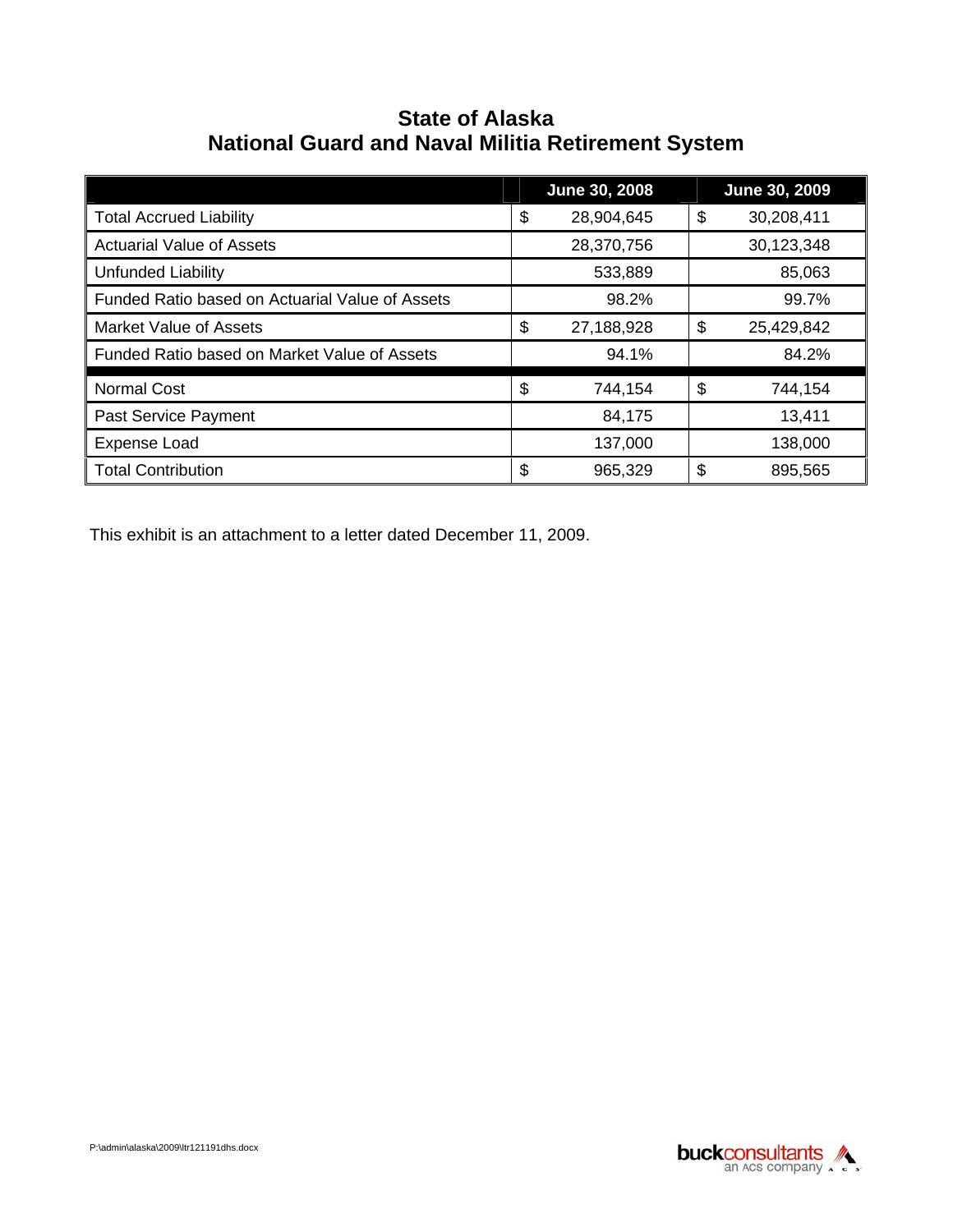# State of Alaska
# National Guard and Naval Militia Retirement System

| | June 30, 2008 | June 30, 2009 |
|---|---|---|
| Total Accrued Liability | $ 28,904,645 | $ 30,208,411 |
| Actuarial Value of Assets | 28,370,756 | 30,123,348 |
| Unfunded Liability | 533,889 | 85,063 |
| Funded Ratio based on Actuarial Value of Assets | 98.2% | 99.7% |
| Market Value of Assets | $ 27,188,928 | $ 25,429,842 |
| Funded Ratio based on Market Value of Assets | 94.1% | 84.2% |
| Normal Cost | $ 744,154 | $ 744,154 |
| Past Service Payment | 84,175 | 13,411 |
| Expense Load | 137,000 | 138,000 |
| Total Contribution | $ 965,329 | $ 895,565 |

This exhibit is an attachment to a letter dated December 11, 2009.

P:\admin\alaska\2009\ltr121191dhs.docx

buckconsultants an ACS company